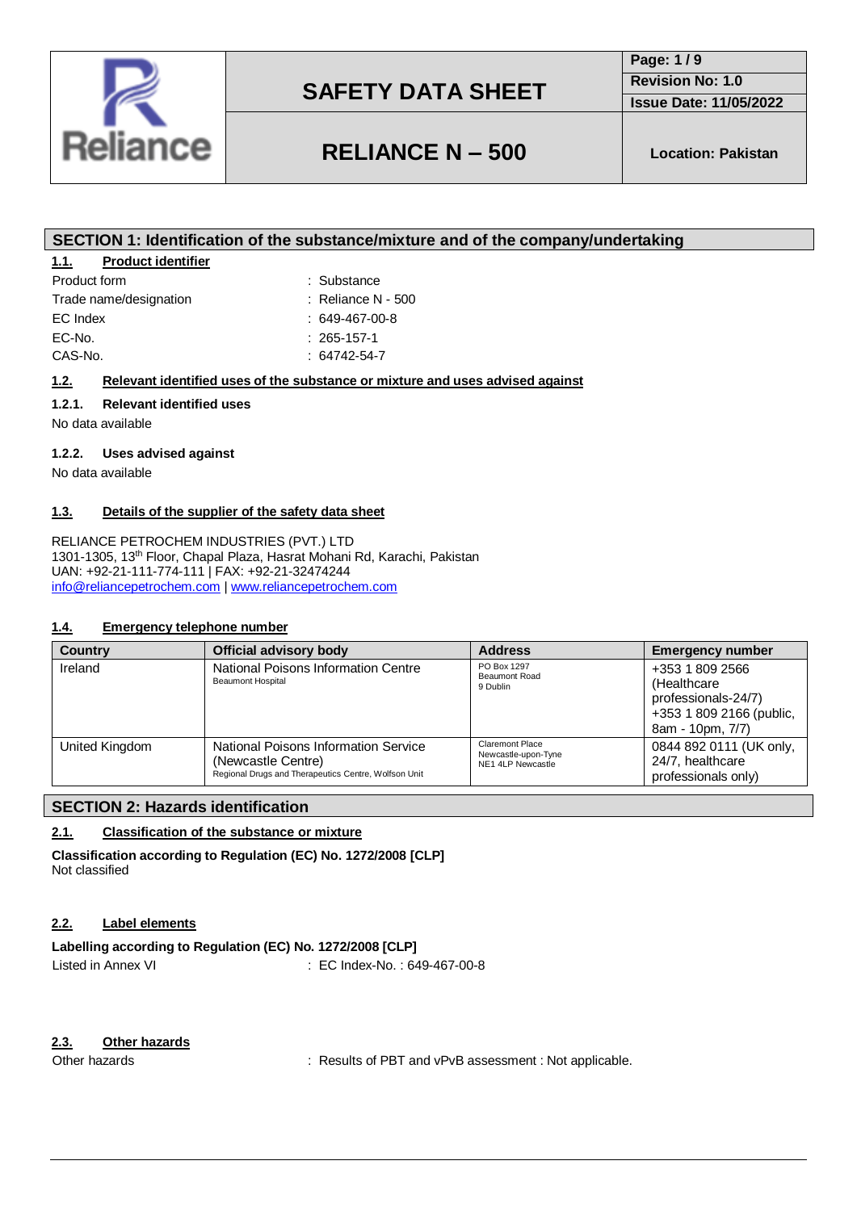# SAFETY DATA SHEET

## RELIANCE N – 500

Revision No: 1.0
Issue Date: 11/05/2022
Location: Pakistan

## SECTION 1: Identification of the substance/mixture and of the company/undertaking

### 1.1. Product identifier

| | |
|---|---|
| Product form | : Substance |
| Trade name/designation | : Reliance N - 500 |
| EC Index | : 649-467-00-8 |
| EC-No. | : 265-157-1 |
| CAS-No. | : 64742-54-7 |

### 1.2. Relevant identified uses of the substance or mixture and uses advised against

#### 1.2.1. Relevant identified uses

No data available

#### 1.2.2. Uses advised against

No data available

### 1.3. Details of the supplier of the safety data sheet

RELIANCE PETROCHEM INDUSTRIES (PVT.) LTD
1301-1305, 13th Floor, Chapal Plaza, Hasrat Mohani Rd, Karachi, Pakistan
UAN: +92-21-111-774-111 | FAX: +92-21-32474244
info@reliancepetrochem.com | www.reliancepetrochem.com

### 1.4. Emergency telephone number

| Country | Official advisory body | Address | Emergency number |
|---|---|---|---|
| Ireland | National Poisons Information Centre<br>Beaumont Hospital | PO Box 1297<br>Beaumont Road<br>9 Dublin | +353 1 809 2566 (Healthcare professionals-24/7)<br>+353 1 809 2166 (public, 8am - 10pm, 7/7) |
| United Kingdom | National Poisons Information Service (Newcastle Centre)<br>Regional Drugs and Therapeutics Centre, Wolfson Unit | Claremont Place<br>Newcastle-upon-Tyne<br>NE1 4LP Newcastle | 0844 892 0111 (UK only, 24/7, healthcare professionals only) |

## SECTION 2: Hazards identification

### 2.1. Classification of the substance or mixture

**Classification according to Regulation (EC) No. 1272/2008 [CLP]**
Not classified

### 2.2. Label elements

**Labelling according to Regulation (EC) No. 1272/2008 [CLP]**

| | |
|---|---|
| Listed in Annex VI | : EC Index-No. : 649-467-00-8 |

### 2.3. Other hazards

| | |
|---|---|
| Other hazards | : Results of PBT and vPvB assessment : Not applicable. |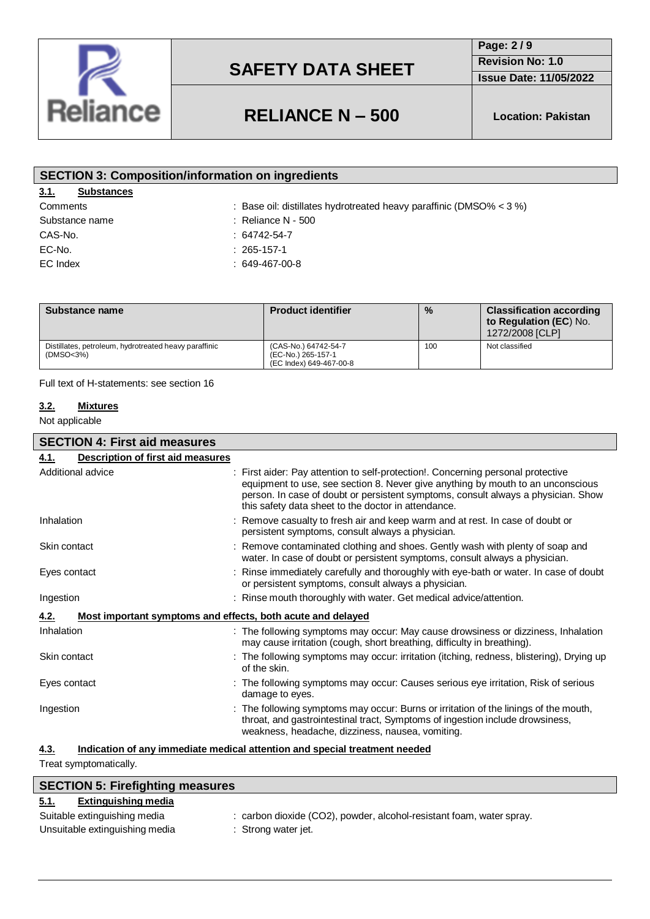## SECTION 3: Composition/information on ingredients

### 3.1. Substances

Comments : Base oil: distillates hydrotreated heavy paraffinic (DMSO% < 3 %)

Substance name : Reliance N - 500

CAS-No. : 64742-54-7

EC-No. : 265-157-1

EC Index : 649-467-00-8

| Substance name | Product identifier | % | Classification according to Regulation (EC) No. 1272/2008 [CLP] |
|---|---|---|---|
| Distillates, petroleum, hydrotreated heavy paraffinic (DMSO<3%) | (CAS-No.) 64742-54-7<br>(EC-No.) 265-157-1<br>(EC Index) 649-467-00-8 | 100 | Not classified |

Full text of H-statements: see section 16

### 3.2. Mixtures

Not applicable

## SECTION 4: First aid measures

### 4.1. Description of first aid measures

Additional advice : First aider: Pay attention to self-protection!. Concerning personal protective equipment to use, see section 8. Never give anything by mouth to an unconscious person. In case of doubt or persistent symptoms, consult always a physician. Show this safety data sheet to the doctor in attendance.

Inhalation : Remove casualty to fresh air and keep warm and at rest. In case of doubt or persistent symptoms, consult always a physician.

Skin contact : Remove contaminated clothing and shoes. Gently wash with plenty of soap and water. In case of doubt or persistent symptoms, consult always a physician.

Eyes contact : Rinse immediately carefully and thoroughly with eye-bath or water. In case of doubt or persistent symptoms, consult always a physician.

Ingestion : Rinse mouth thoroughly with water. Get medical advice/attention.

### 4.2. Most important symptoms and effects, both acute and delayed

Inhalation : The following symptoms may occur: May cause drowsiness or dizziness, Inhalation may cause irritation (cough, short breathing, difficulty in breathing).

Skin contact : The following symptoms may occur: irritation (itching, redness, blistering), Drying up of the skin.

Eyes contact : The following symptoms may occur: Causes serious eye irritation, Risk of serious damage to eyes.

Ingestion : The following symptoms may occur: Burns or irritation of the linings of the mouth, throat, and gastrointestinal tract, Symptoms of ingestion include drowsiness, weakness, headache, dizziness, nausea, vomiting.

### 4.3. Indication of any immediate medical attention and special treatment needed

Treat symptomatically.

## SECTION 5: Firefighting measures

### 5.1. Extinguishing media

Suitable extinguishing media : carbon dioxide ($CO_2$), powder, alcohol-resistant foam, water spray.

Unsuitable extinguishing media : Strong water jet.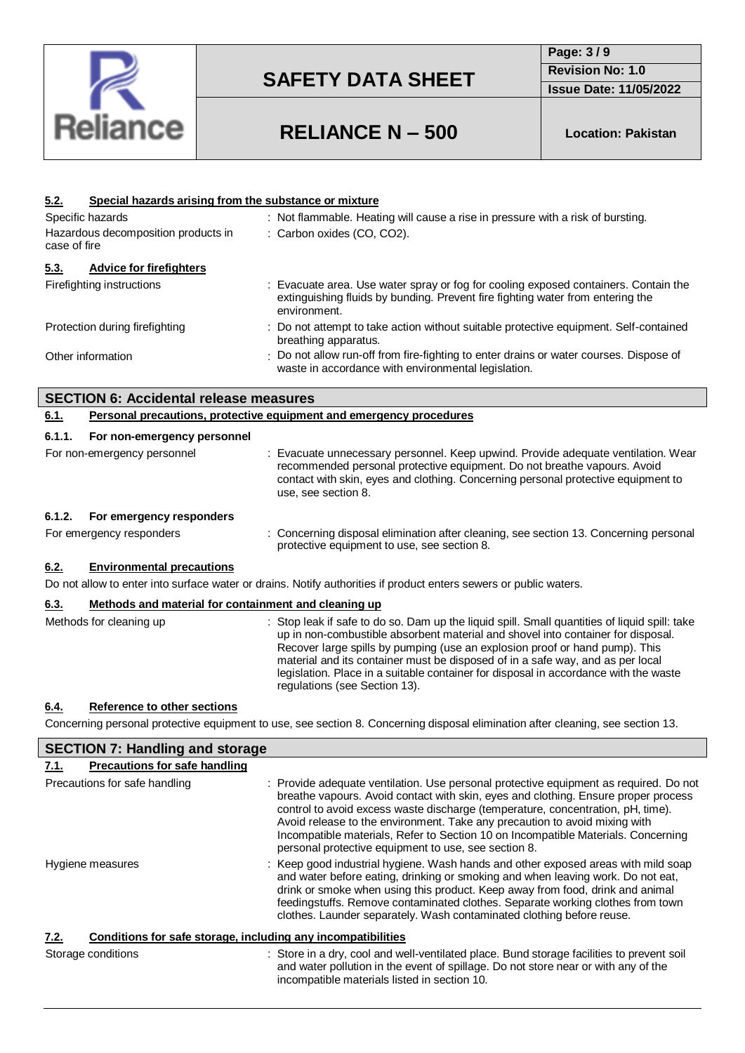#### 5.2. Special hazards arising from the substance or mixture

| | |
|---|---|
| Specific hazards | : Not flammable. Heating will cause a rise in pressure with a risk of bursting. |
| Hazardous decomposition products in case of fire | : Carbon oxides (CO, $CO_2$). |

#### 5.3. Advice for firefighters

| | |
|---|---|
| Firefighting instructions | : Evacuate area. Use water spray or fog for cooling exposed containers. Contain the extinguishing fluids by bunding. Prevent fire fighting water from entering the environment. |
| Protection during firefighting | : Do not attempt to take action without suitable protective equipment. Self-contained breathing apparatus. |
| Other information | : Do not allow run-off from fire-fighting to enter drains or water courses. Dispose of waste in accordance with environmental legislation. |

## SECTION 6: Accidental release measures

#### 6.1. Personal precautions, protective equipment and emergency procedures

##### 6.1.1. For non-emergency personnel

| | |
|---|---|
| For non-emergency personnel | : Evacuate unnecessary personnel. Keep upwind. Provide adequate ventilation. Wear recommended personal protective equipment. Do not breathe vapours. Avoid contact with skin, eyes and clothing. Concerning personal protective equipment to use, see section 8. |

##### 6.1.2. For emergency responders

| | |
|---|---|
| For emergency responders | : Concerning disposal elimination after cleaning, see section 13. Concerning personal protective equipment to use, see section 8. |

#### 6.2. Environmental precautions

Do not allow to enter into surface water or drains. Notify authorities if product enters sewers or public waters.

#### 6.3. Methods and material for containment and cleaning up

| | |
|---|---|
| Methods for cleaning up | : Stop leak if safe to do so. Dam up the liquid spill. Small quantities of liquid spill: take up in non-combustible absorbent material and shovel into container for disposal. Recover large spills by pumping (use an explosion proof or hand pump). This material and its container must be disposed of in a safe way, and as per local legislation. Place in a suitable container for disposal in accordance with the waste regulations (see Section 13). |

#### 6.4. Reference to other sections

Concerning personal protective equipment to use, see section 8. Concerning disposal elimination after cleaning, see section 13.

## SECTION 7: Handling and storage

#### 7.1. Precautions for safe handling

| | |
|---|---|
| Precautions for safe handling | : Provide adequate ventilation. Use personal protective equipment as required. Do not breathe vapours. Avoid contact with skin, eyes and clothing. Ensure proper process control to avoid excess waste discharge (temperature, concentration, pH, time). Avoid release to the environment. Take any precaution to avoid mixing with Incompatible materials, Refer to Section 10 on Incompatible Materials. Concerning personal protective equipment to use, see section 8. |
| Hygiene measures | : Keep good industrial hygiene. Wash hands and other exposed areas with mild soap and water before eating, drinking or smoking and when leaving work. Do not eat, drink or smoke when using this product. Keep away from food, drink and animal feedingstuffs. Remove contaminated clothes. Separate working clothes from town clothes. Launder separately. Wash contaminated clothing before reuse. |

#### 7.2. Conditions for safe storage, including any incompatibilities

| | |
|---|---|
| Storage conditions | : Store in a dry, cool and well-ventilated place. Bund storage facilities to prevent soil and water pollution in the event of spillage. Do not store near or with any of the incompatible materials listed in section 10. |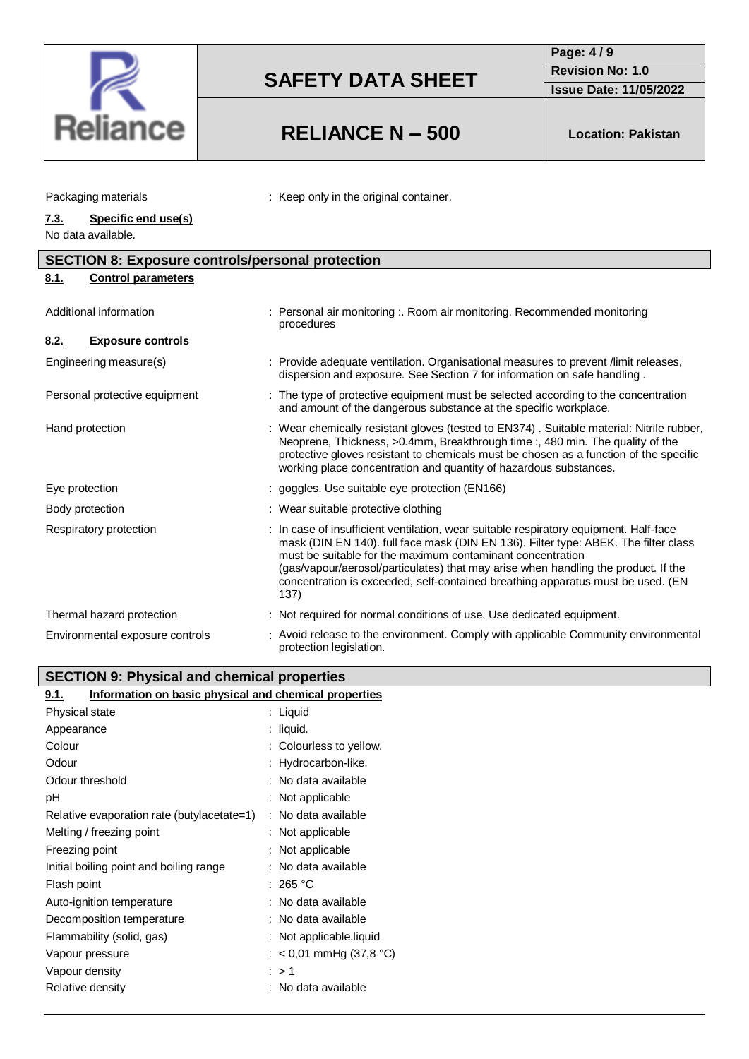| | |
|---|---|
| Packaging materials | : Keep only in the original container. |

**7.3. Specific end use(s)**

No data available.

## SECTION 8: Exposure controls/personal protection

**8.1. Control parameters**

| | |
|---|---|
| Additional information | : Personal air monitoring :. Room air monitoring. Recommended monitoring procedures |

**8.2. Exposure controls**

| | |
|---|---|
| Engineering measure(s) | : Provide adequate ventilation. Organisational measures to prevent /limit releases, dispersion and exposure. See Section 7 for information on safe handling . |
| Personal protective equipment | : The type of protective equipment must be selected according to the concentration and amount of the dangerous substance at the specific workplace. |
| Hand protection | : Wear chemically resistant gloves (tested to EN374) . Suitable material: Nitrile rubber, Neoprene, Thickness, >0.4mm, Breakthrough time :, 480 min. The quality of the protective gloves resistant to chemicals must be chosen as a function of the specific working place concentration and quantity of hazardous substances. |
| Eye protection | : goggles. Use suitable eye protection (EN166) |
| Body protection | : Wear suitable protective clothing |
| Respiratory protection | : In case of insufficient ventilation, wear suitable respiratory equipment. Half-face mask (DIN EN 140). full face mask (DIN EN 136). Filter type: ABEK. The filter class must be suitable for the maximum contaminant concentration (gas/vapour/aerosol/particulates) that may arise when handling the product. If the concentration is exceeded, self-contained breathing apparatus must be used. (EN 137) |
| Thermal hazard protection | : Not required for normal conditions of use. Use dedicated equipment. |
| Environmental exposure controls | : Avoid release to the environment. Comply with applicable Community environmental protection legislation. |

## SECTION 9: Physical and chemical properties

**9.1. Information on basic physical and chemical properties**

| | |
|---|---|
| Physical state | : Liquid |
| Appearance | : liquid. |
| Colour | : Colourless to yellow. |
| Odour | : Hydrocarbon-like. |
| Odour threshold | : No data available |
| pH | : Not applicable |
| Relative evaporation rate (butylacetate=1) | : No data available |
| Melting / freezing point | : Not applicable |
| Freezing point | : Not applicable |
| Initial boiling point and boiling range | : No data available |
| Flash point | : 265 °C |
| Auto-ignition temperature | : No data available |
| Decomposition temperature | : No data available |
| Flammability (solid, gas) | : Not applicable,liquid |
| Vapour pressure | : < 0,01 mmHg (37,8 °C) |
| Vapour density | : > 1 |
| Relative density | : No data available |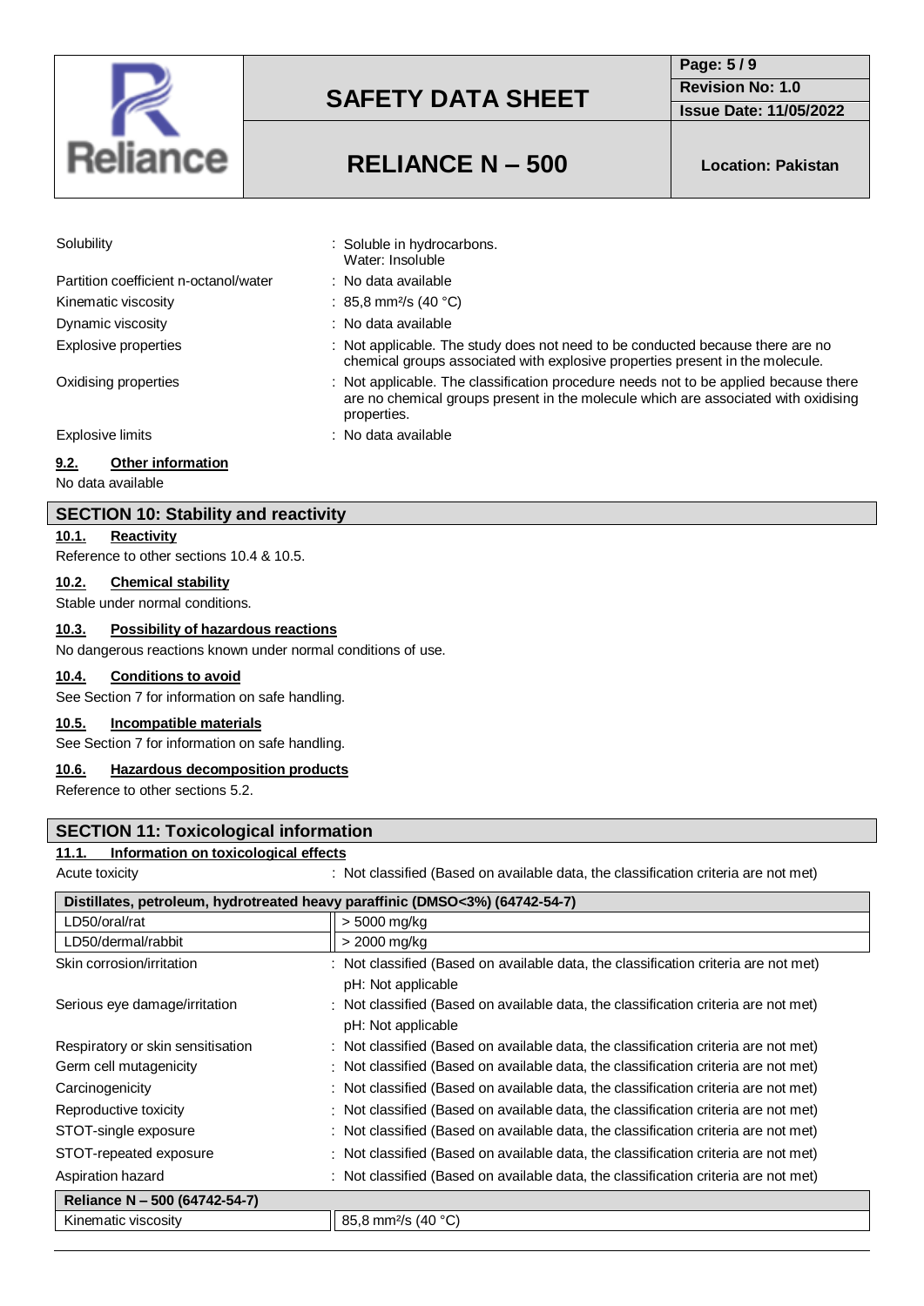| | |
|---|---|
| Solubility | : Soluble in hydrocarbons.<br>Water: Insoluble |
| Partition coefficient n-octanol/water | : No data available |
| Kinematic viscosity | : 85,8 $mm^2/s$ (40 °C) |
| Dynamic viscosity | : No data available |
| Explosive properties | : Not applicable. The study does not need to be conducted because there are no chemical groups associated with explosive properties present in the molecule. |
| Oxidising properties | : Not applicable. The classification procedure needs not to be applied because there are no chemical groups present in the molecule which are associated with oxidising properties. |
| Explosive limits | : No data available |

### 9.2. Other information

No data available

## SECTION 10: Stability and reactivity

### 10.1. Reactivity

Reference to other sections 10.4 & 10.5.

### 10.2. Chemical stability

Stable under normal conditions.

### 10.3. Possibility of hazardous reactions

No dangerous reactions known under normal conditions of use.

### 10.4. Conditions to avoid

See Section 7 for information on safe handling.

### 10.5. Incompatible materials

See Section 7 for information on safe handling.

### 10.6. Hazardous decomposition products

Reference to other sections 5.2.

## SECTION 11: Toxicological information

### 11.1. Information on toxicological effects

Acute toxicity : Not classified (Based on available data, the classification criteria are not met)

| Distillates, petroleum, hydrotreated heavy paraffinic (DMSO<3%) (64742-54-7) | |
|---|---|
| LD50/oral/rat | > 5000 mg/kg |
| LD50/dermal/rabbit | > 2000 mg/kg |

| | |
|---|---|
| Skin corrosion/irritation | : Not classified (Based on available data, the classification criteria are not met)<br>pH: Not applicable |
| Serious eye damage/irritation | : Not classified (Based on available data, the classification criteria are not met)<br>pH: Not applicable |
| Respiratory or skin sensitisation | : Not classified (Based on available data, the classification criteria are not met) |
| Germ cell mutagenicity | : Not classified (Based on available data, the classification criteria are not met) |
| Carcinogenicity | : Not classified (Based on available data, the classification criteria are not met) |
| Reproductive toxicity | : Not classified (Based on available data, the classification criteria are not met) |
| STOT-single exposure | : Not classified (Based on available data, the classification criteria are not met) |
| STOT-repeated exposure | : Not classified (Based on available data, the classification criteria are not met) |
| Aspiration hazard | : Not classified (Based on available data, the classification criteria are not met) |

| Reliance N – 500 (64742-54-7) | |
|---|---|
| Kinematic viscosity | 85,8 $mm^2/s$ (40 °C) |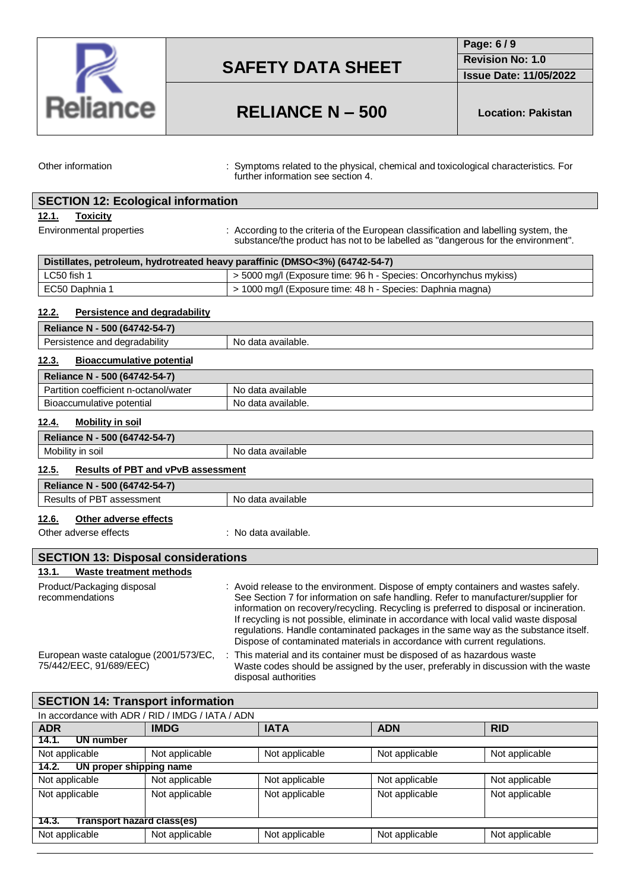Other information : Symptoms related to the physical, chemical and toxicological characteristics. For further information see section 4.

## SECTION 12: Ecological information

### 12.1. Toxicity

Environmental properties : According to the criteria of the European classification and labelling system, the substance/the product has not to be labelled as "dangerous for the environment".

| Distillates, petroleum, hydrotreated heavy paraffinic (DMSO<3%) (64742-54-7) | |
|---|---|
| LC50 fish 1 | > 5000 mg/l (Exposure time: 96 h - Species: Oncorhynchus mykiss) |
| EC50 Daphnia 1 | > 1000 mg/l (Exposure time: 48 h - Species: Daphnia magna) |

### 12.2. Persistence and degradability

| Reliance N - 500 (64742-54-7) | |
|---|---|
| Persistence and degradability | No data available. |

### 12.3. Bioaccumulative potential

| Reliance N - 500 (64742-54-7) | |
|---|---|
| Partition coefficient n-octanol/water | No data available |
| Bioaccumulative potential | No data available. |

### 12.4. Mobility in soil

| Reliance N - 500 (64742-54-7) | |
|---|---|
| Mobility in soil | No data available |

### 12.5. Results of PBT and vPvB assessment

| Reliance N - 500 (64742-54-7) | |
|---|---|
| Results of PBT assessment | No data available |

### 12.6. Other adverse effects

Other adverse effects : No data available.

## SECTION 13: Disposal considerations

### 13.1. Waste treatment methods

Product/Packaging disposal recommendations : Avoid release to the environment. Dispose of empty containers and wastes safely. See Section 7 for information on safe handling. Refer to manufacturer/supplier for information on recovery/recycling. Recycling is preferred to disposal or incineration. If recycling is not possible, eliminate in accordance with local valid waste disposal regulations. Handle contaminated packages in the same way as the substance itself. Dispose of contaminated materials in accordance with current regulations.

European waste catalogue (2001/573/EC, 75/442/EEC, 91/689/EEC) : This material and its container must be disposed of as hazardous waste. Waste codes should be assigned by the user, preferably in discussion with the waste disposal authorities

## SECTION 14: Transport information

In accordance with ADR / RID / IMDG / IATA / ADN

| ADR | IMDG | IATA | ADN | RID |
|---|---|---|---|---|
| **14.1. UN number** | | | | |
| Not applicable | Not applicable | Not applicable | Not applicable | Not applicable |
| **14.2. UN proper shipping name** | | | | |
| Not applicable | Not applicable | Not applicable | Not applicable | Not applicable |
| Not applicable | Not applicable | Not applicable | Not applicable | Not applicable |
| **14.3. Transport hazard class(es)** | | | | |
| Not applicable | Not applicable | Not applicable | Not applicable | Not applicable |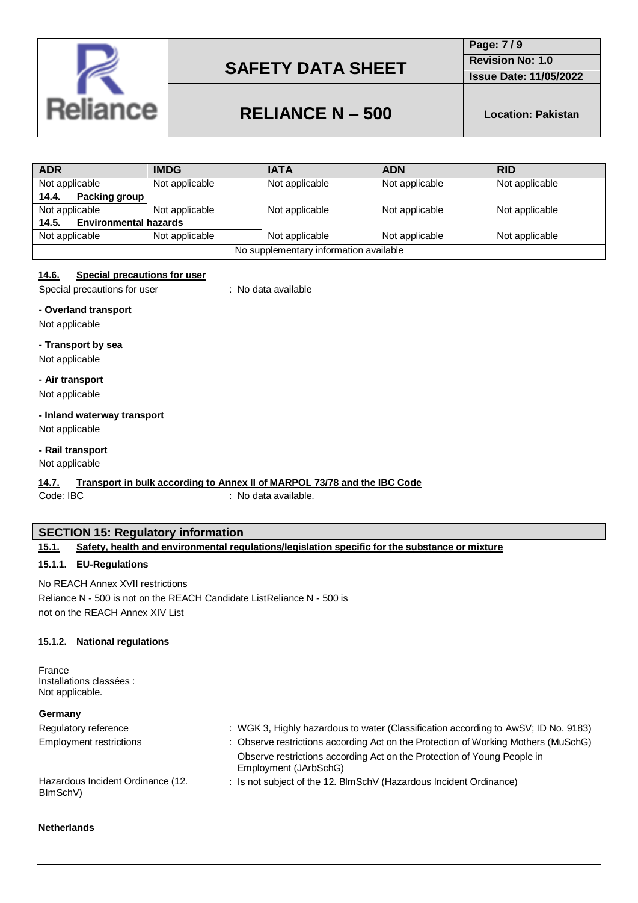| ADR | IMDG | IATA | ADN | RID |
|---|---|---|---|---|
| Not applicable | Not applicable | Not applicable | Not applicable | Not applicable |
| **14.4. Packing group** | | | | |
| Not applicable | Not applicable | Not applicable | Not applicable | Not applicable |
| **14.5. Environmental hazards** | | | | |
| Not applicable | Not applicable | Not applicable | Not applicable | Not applicable |
| No supplementary information available | | | | |

### 14.6. Special precautions for user

Special precautions for user : No data available

**- Overland transport**

Not applicable

**- Transport by sea**

Not applicable

**- Air transport**

Not applicable

**- Inland waterway transport**

Not applicable

**- Rail transport**

Not applicable

### 14.7. Transport in bulk according to Annex II of MARPOL 73/78 and the IBC Code

Code: IBC : No data available.

## SECTION 15: Regulatory information

### 15.1. Safety, health and environmental regulations/legislation specific for the substance or mixture

#### 15.1.1. EU-Regulations

No REACH Annex XVII restrictions
Reliance N - 500 is not on the REACH Candidate ListReliance N - 500 is not on the REACH Annex XIV List

#### 15.1.2. National regulations

France
Installations classées :
Not applicable.

**Germany**

Regulatory reference : WGK 3, Highly hazardous to water (Classification according to AwSV; ID No. 9183)

Employment restrictions : Observe restrictions according Act on the Protection of Working Mothers (MuSchG)
Observe restrictions according Act on the Protection of Young People in Employment (JArbSchG)

Hazardous Incident Ordinance (12. BImSchV) : Is not subject of the 12. BlmSchV (Hazardous Incident Ordinance)

**Netherlands**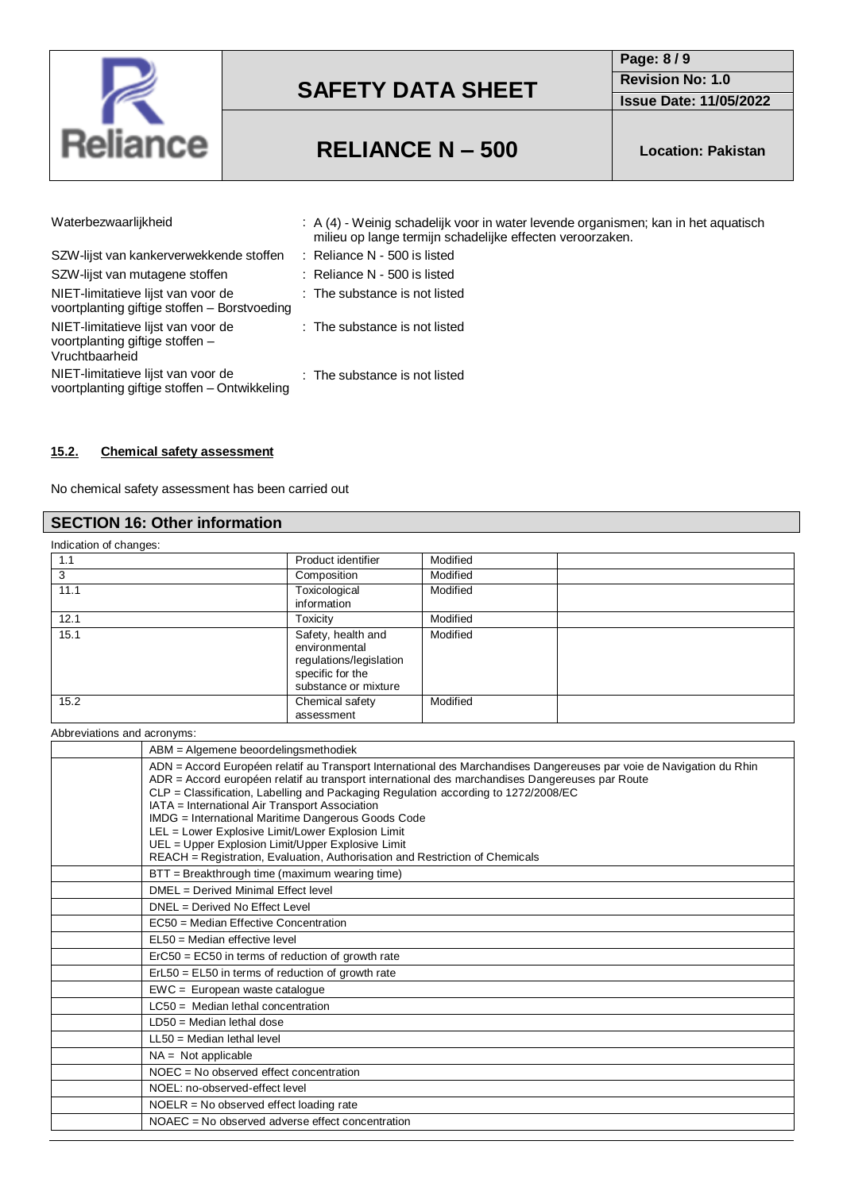| | |
|---|---|
| Waterbezwaarlijkheid | : A (4) - Weinig schadelijk voor in water levende organismen; kan in het aquatisch milieu op lange termijn schadelijke effecten veroorzaken. |
| SZW-lijst van kankerverwekkende stoffen | : Reliance N - 500 is listed |
| SZW-lijst van mutagene stoffen | : Reliance N - 500 is listed |
| NIET-limitatieve lijst van voor de voortplanting giftige stoffen – Borstvoeding | : The substance is not listed |
| NIET-limitatieve lijst van voor de voortplanting giftige stoffen – Vruchtbaarheid | : The substance is not listed |
| NIET-limitatieve lijst van voor de voortplanting giftige stoffen – Ontwikkeling | : The substance is not listed |

### 15.2. Chemical safety assessment

No chemical safety assessment has been carried out

## SECTION 16: Other information

Indication of changes:

| | | | |
|---|---|---|---|
| 1.1 | Product identifier | Modified | |
| 3 | Composition | Modified | |
| 11.1 | Toxicological information | Modified | |
| 12.1 | Toxicity | Modified | |
| 15.1 | Safety, health and environmental regulations/legislation specific for the substance or mixture | Modified | |
| 15.2 | Chemical safety assessment | Modified | |

Abbreviations and acronyms:

| | |
|---|---|
| | ABM = Algemene beoordelingsmethodiek |
| | ADN = Accord Européen relatif au Transport International des Marchandises Dangereuses par voie de Navigation du Rhin<br>ADR = Accord européen relatif au transport international des marchandises Dangereuses par Route<br>CLP = Classification, Labelling and Packaging Regulation according to 1272/2008/EC<br>IATA = International Air Transport Association<br>IMDG = International Maritime Dangerous Goods Code<br>LEL = Lower Explosive Limit/Lower Explosion Limit<br>UEL = Upper Explosion Limit/Upper Explosive Limit<br>REACH = Registration, Evaluation, Authorisation and Restriction of Chemicals |
| | BTT = Breakthrough time (maximum wearing time) |
| | DMEL = Derived Minimal Effect level |
| | DNEL = Derived No Effect Level |
| | EC50 = Median Effective Concentration |
| | EL50 = Median effective level |
| | ErC50 = EC50 in terms of reduction of growth rate |
| | ErL50 = EL50 in terms of reduction of growth rate |
| | EWC = European waste catalogue |
| | LC50 = Median lethal concentration |
| | LD50 = Median lethal dose |
| | LL50 = Median lethal level |
| | NA = Not applicable |
| | NOEC = No observed effect concentration |
| | NOEL: no-observed-effect level |
| | NOELR = No observed effect loading rate |
| | NOAEC = No observed adverse effect concentration |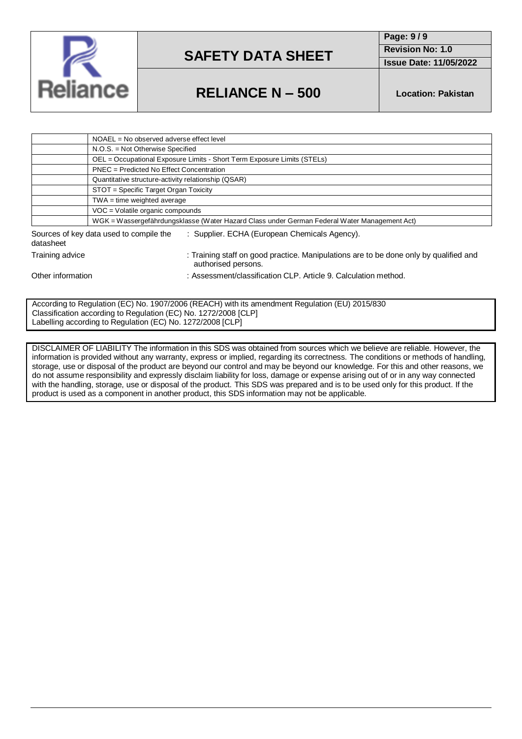| | |
|---|---|
| | NOAEL = No observed adverse effect level |
| | N.O.S. = Not Otherwise Specified |
| | OEL = Occupational Exposure Limits - Short Term Exposure Limits (STELs) |
| | PNEC = Predicted No Effect Concentration |
| | Quantitative structure-activity relationship (QSAR) |
| | STOT = Specific Target Organ Toxicity |
| | TWA = time weighted average |
| | VOC = Volatile organic compounds |
| | WGK = Wassergefährdungsklasse (Water Hazard Class under German Federal Water Management Act) |

Sources of key data used to compile the datasheet : Supplier. ECHA (European Chemicals Agency).

Training advice : Training staff on good practice. Manipulations are to be done only by qualified and authorised persons.

Other information : Assessment/classification CLP. Article 9. Calculation method.

According to Regulation (EC) No. 1907/2006 (REACH) with its amendment Regulation (EU) 2015/830
Classification according to Regulation (EC) No. 1272/2008 [CLP]
Labelling according to Regulation (EC) No. 1272/2008 [CLP]

DISCLAIMER OF LIABILITY The information in this SDS was obtained from sources which we believe are reliable. However, the information is provided without any warranty, express or implied, regarding its correctness. The conditions or methods of handling, storage, use or disposal of the product are beyond our control and may be beyond our knowledge. For this and other reasons, we do not assume responsibility and expressly disclaim liability for loss, damage or expense arising out of or in any way connected with the handling, storage, use or disposal of the product. This SDS was prepared and is to be used only for this product. If the product is used as a component in another product, this SDS information may not be applicable.